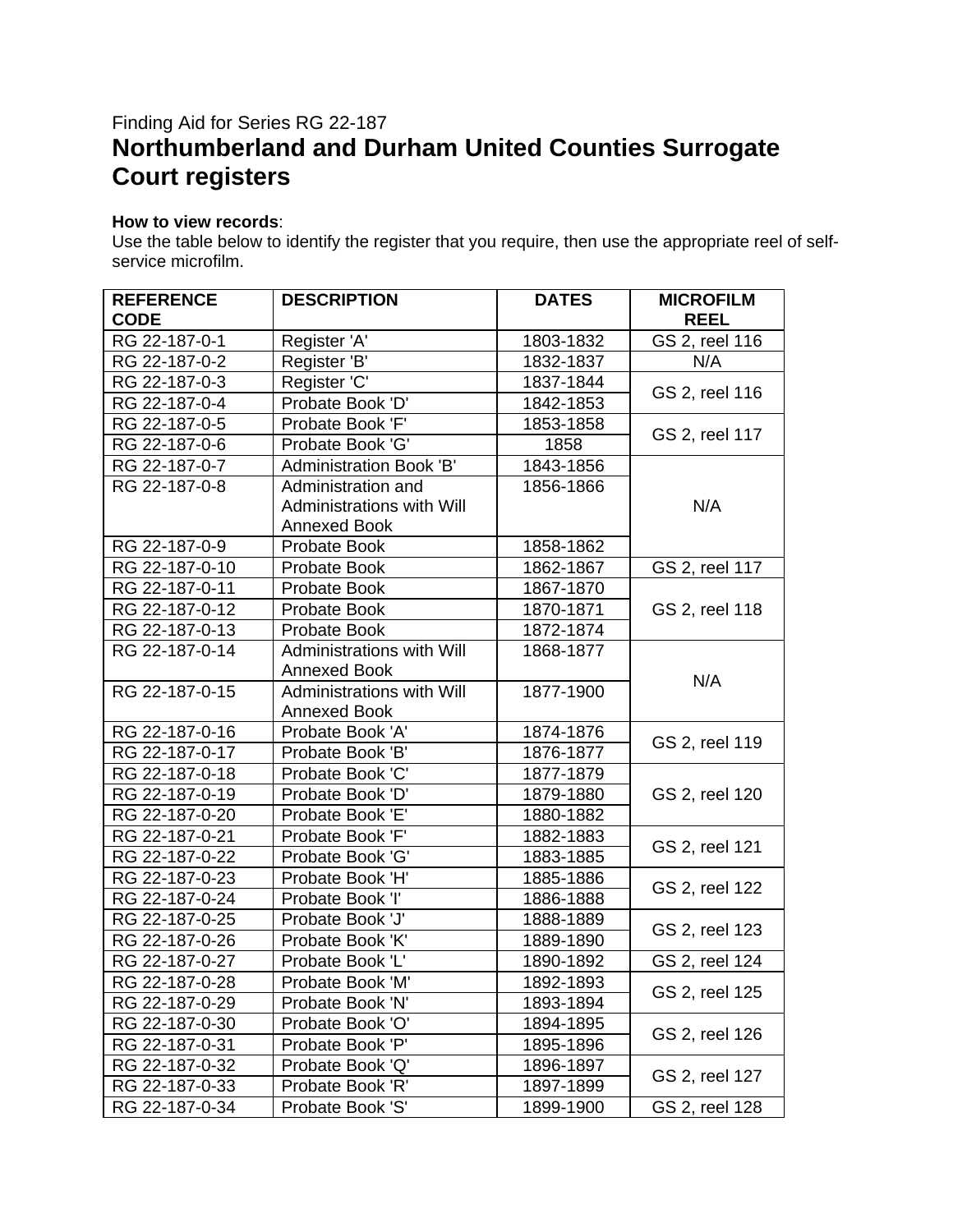Finding Aid for Series RG 22-187

# Northumberland and Durham United Counties Surrogate Court registers

**How to view records**:
Use the table below to identify the register that you require, then use the appropriate reel of self-service microfilm.

| REFERENCE CODE | DESCRIPTION | DATES | MICROFILM REEL |
|---|---|---|---|
| RG 22-187-0-1 | Register 'A' | 1803-1832 | GS 2, reel 116 |
| RG 22-187-0-2 | Register 'B' | 1832-1837 | N/A |
| RG 22-187-0-3 | Register 'C' | 1837-1844 | GS 2, reel 116 |
| RG 22-187-0-4 | Probate Book 'D' | 1842-1853 | GS 2, reel 116 |
| RG 22-187-0-5 | Probate Book 'F' | 1853-1858 | GS 2, reel 117 |
| RG 22-187-0-6 | Probate Book 'G' | 1858 | GS 2, reel 117 |
| RG 22-187-0-7 | Administration Book 'B' | 1843-1856 | N/A |
| RG 22-187-0-8 | Administration and Administrations with Will Annexed Book | 1856-1866 | N/A |
| RG 22-187-0-9 | Probate Book | 1858-1862 | N/A |
| RG 22-187-0-10 | Probate Book | 1862-1867 | GS 2, reel 117 |
| RG 22-187-0-11 | Probate Book | 1867-1870 | GS 2, reel 118 |
| RG 22-187-0-12 | Probate Book | 1870-1871 | GS 2, reel 118 |
| RG 22-187-0-13 | Probate Book | 1872-1874 | GS 2, reel 118 |
| RG 22-187-0-14 | Administrations with Will Annexed Book | 1868-1877 | N/A |
| RG 22-187-0-15 | Administrations with Will Annexed Book | 1877-1900 | N/A |
| RG 22-187-0-16 | Probate Book 'A' | 1874-1876 | GS 2, reel 119 |
| RG 22-187-0-17 | Probate Book 'B' | 1876-1877 | GS 2, reel 119 |
| RG 22-187-0-18 | Probate Book 'C' | 1877-1879 | GS 2, reel 120 |
| RG 22-187-0-19 | Probate Book 'D' | 1879-1880 | GS 2, reel 120 |
| RG 22-187-0-20 | Probate Book 'E' | 1880-1882 | GS 2, reel 120 |
| RG 22-187-0-21 | Probate Book 'F' | 1882-1883 | GS 2, reel 121 |
| RG 22-187-0-22 | Probate Book 'G' | 1883-1885 | GS 2, reel 121 |
| RG 22-187-0-23 | Probate Book 'H' | 1885-1886 | GS 2, reel 122 |
| RG 22-187-0-24 | Probate Book 'I' | 1886-1888 | GS 2, reel 122 |
| RG 22-187-0-25 | Probate Book 'J' | 1888-1889 | GS 2, reel 123 |
| RG 22-187-0-26 | Probate Book 'K' | 1889-1890 | GS 2, reel 123 |
| RG 22-187-0-27 | Probate Book 'L' | 1890-1892 | GS 2, reel 124 |
| RG 22-187-0-28 | Probate Book 'M' | 1892-1893 | GS 2, reel 125 |
| RG 22-187-0-29 | Probate Book 'N' | 1893-1894 | GS 2, reel 125 |
| RG 22-187-0-30 | Probate Book 'O' | 1894-1895 | GS 2, reel 126 |
| RG 22-187-0-31 | Probate Book 'P' | 1895-1896 | GS 2, reel 126 |
| RG 22-187-0-32 | Probate Book 'Q' | 1896-1897 | GS 2, reel 127 |
| RG 22-187-0-33 | Probate Book 'R' | 1897-1899 | GS 2, reel 127 |
| RG 22-187-0-34 | Probate Book 'S' | 1899-1900 | GS 2, reel 128 |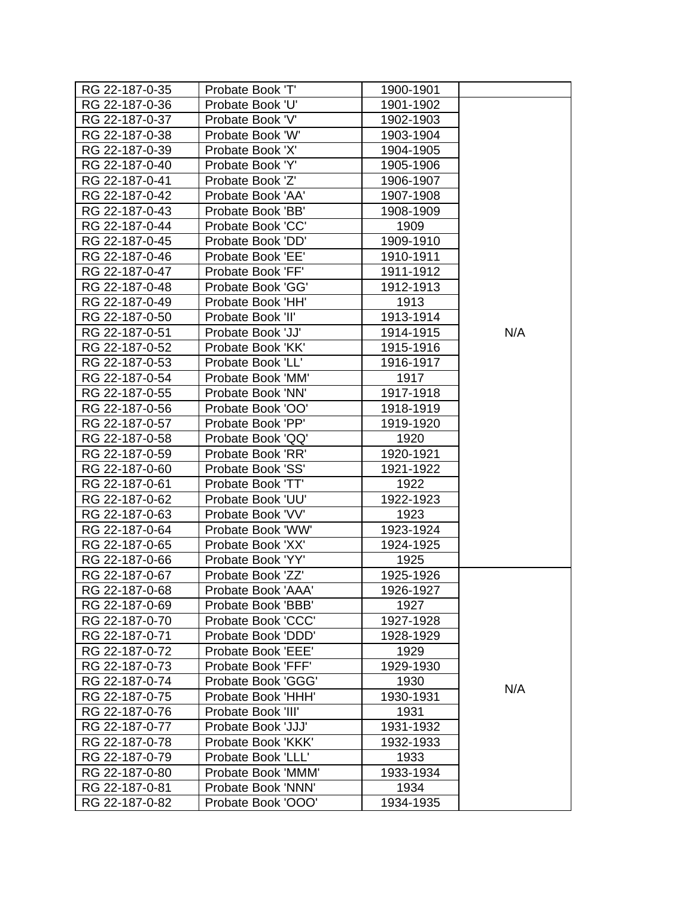| | | | |
|---|---|---|---|
| RG 22-187-0-35 | Probate Book 'T' | 1900-1901 | |
| RG 22-187-0-36 | Probate Book 'U' | 1901-1902 | N/A |
| RG 22-187-0-37 | Probate Book 'V' | 1902-1903 | |
| RG 22-187-0-38 | Probate Book 'W' | 1903-1904 | |
| RG 22-187-0-39 | Probate Book 'X' | 1904-1905 | |
| RG 22-187-0-40 | Probate Book 'Y' | 1905-1906 | |
| RG 22-187-0-41 | Probate Book 'Z' | 1906-1907 | |
| RG 22-187-0-42 | Probate Book 'AA' | 1907-1908 | |
| RG 22-187-0-43 | Probate Book 'BB' | 1908-1909 | |
| RG 22-187-0-44 | Probate Book 'CC' | 1909 | |
| RG 22-187-0-45 | Probate Book 'DD' | 1909-1910 | |
| RG 22-187-0-46 | Probate Book 'EE' | 1910-1911 | |
| RG 22-187-0-47 | Probate Book 'FF' | 1911-1912 | |
| RG 22-187-0-48 | Probate Book 'GG' | 1912-1913 | |
| RG 22-187-0-49 | Probate Book 'HH' | 1913 | |
| RG 22-187-0-50 | Probate Book 'II' | 1913-1914 | |
| RG 22-187-0-51 | Probate Book 'JJ' | 1914-1915 | |
| RG 22-187-0-52 | Probate Book 'KK' | 1915-1916 | |
| RG 22-187-0-53 | Probate Book 'LL' | 1916-1917 | |
| RG 22-187-0-54 | Probate Book 'MM' | 1917 | |
| RG 22-187-0-55 | Probate Book 'NN' | 1917-1918 | |
| RG 22-187-0-56 | Probate Book 'OO' | 1918-1919 | |
| RG 22-187-0-57 | Probate Book 'PP' | 1919-1920 | |
| RG 22-187-0-58 | Probate Book 'QQ' | 1920 | |
| RG 22-187-0-59 | Probate Book 'RR' | 1920-1921 | |
| RG 22-187-0-60 | Probate Book 'SS' | 1921-1922 | |
| RG 22-187-0-61 | Probate Book 'TT' | 1922 | |
| RG 22-187-0-62 | Probate Book 'UU' | 1922-1923 | |
| RG 22-187-0-63 | Probate Book 'VV' | 1923 | |
| RG 22-187-0-64 | Probate Book 'WW' | 1923-1924 | |
| RG 22-187-0-65 | Probate Book 'XX' | 1924-1925 | |
| RG 22-187-0-66 | Probate Book 'YY' | 1925 | |
| RG 22-187-0-67 | Probate Book 'ZZ' | 1925-1926 | N/A |
| RG 22-187-0-68 | Probate Book 'AAA' | 1926-1927 | |
| RG 22-187-0-69 | Probate Book 'BBB' | 1927 | |
| RG 22-187-0-70 | Probate Book 'CCC' | 1927-1928 | |
| RG 22-187-0-71 | Probate Book 'DDD' | 1928-1929 | |
| RG 22-187-0-72 | Probate Book 'EEE' | 1929 | |
| RG 22-187-0-73 | Probate Book 'FFF' | 1929-1930 | |
| RG 22-187-0-74 | Probate Book 'GGG' | 1930 | |
| RG 22-187-0-75 | Probate Book 'HHH' | 1930-1931 | |
| RG 22-187-0-76 | Probate Book 'III' | 1931 | |
| RG 22-187-0-77 | Probate Book 'JJJ' | 1931-1932 | |
| RG 22-187-0-78 | Probate Book 'KKK' | 1932-1933 | |
| RG 22-187-0-79 | Probate Book 'LLL' | 1933 | |
| RG 22-187-0-80 | Probate Book 'MMM' | 1933-1934 | |
| RG 22-187-0-81 | Probate Book 'NNN' | 1934 | |
| RG 22-187-0-82 | Probate Book 'OOO' | 1934-1935 | |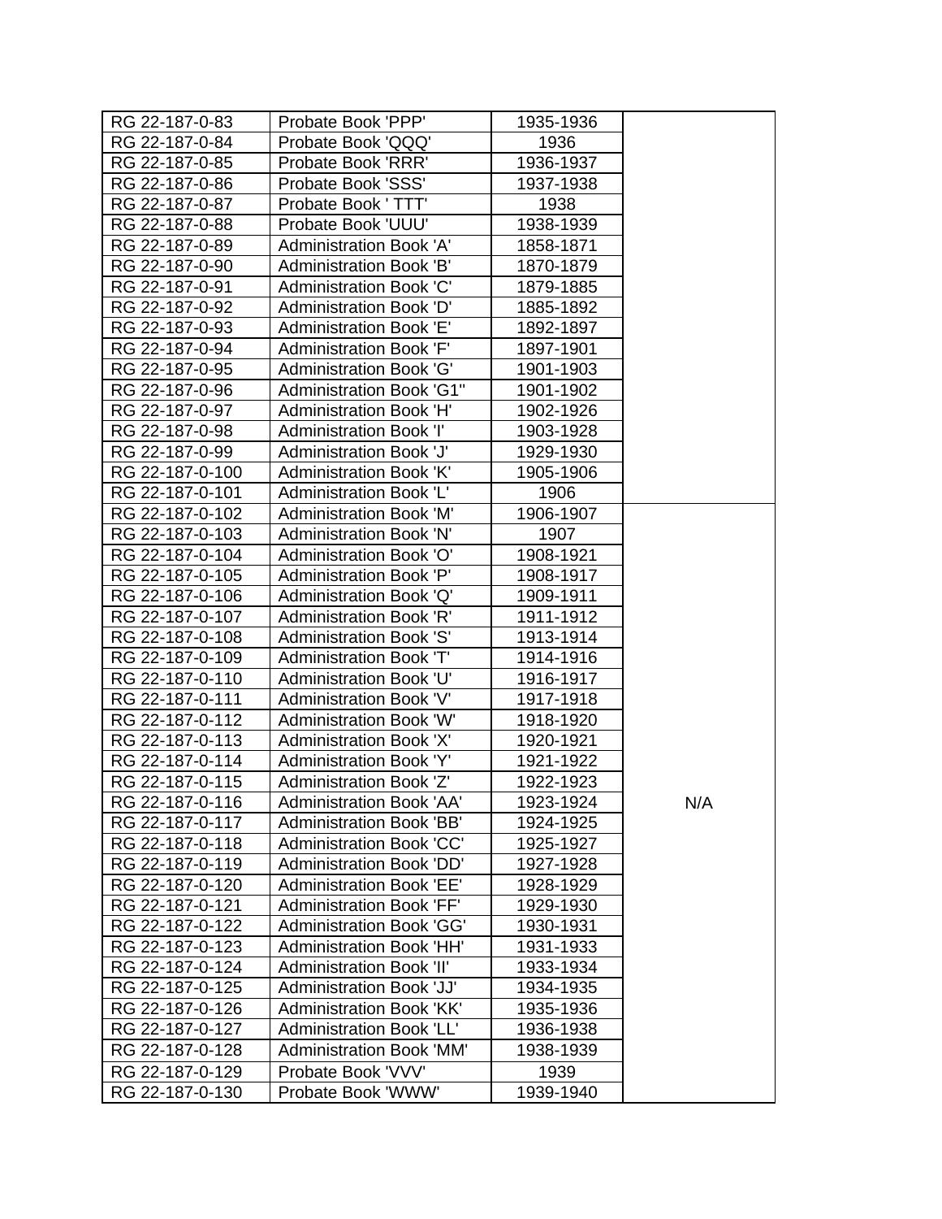| | | | |
|---|---|---|---|
| RG 22-187-0-83 | Probate Book 'PPP' | 1935-1936 | |
| RG 22-187-0-84 | Probate Book 'QQQ' | 1936 | |
| RG 22-187-0-85 | Probate Book 'RRR' | 1936-1937 | |
| RG 22-187-0-86 | Probate Book 'SSS' | 1937-1938 | |
| RG 22-187-0-87 | Probate Book ' TTT' | 1938 | |
| RG 22-187-0-88 | Probate Book 'UUU' | 1938-1939 | |
| RG 22-187-0-89 | Administration Book 'A' | 1858-1871 | |
| RG 22-187-0-90 | Administration Book 'B' | 1870-1879 | |
| RG 22-187-0-91 | Administration Book 'C' | 1879-1885 | |
| RG 22-187-0-92 | Administration Book 'D' | 1885-1892 | |
| RG 22-187-0-93 | Administration Book 'E' | 1892-1897 | |
| RG 22-187-0-94 | Administration Book 'F' | 1897-1901 | |
| RG 22-187-0-95 | Administration Book 'G' | 1901-1903 | |
| RG 22-187-0-96 | Administration Book 'G1" | 1901-1902 | |
| RG 22-187-0-97 | Administration Book 'H' | 1902-1926 | |
| RG 22-187-0-98 | Administration Book 'I' | 1903-1928 | |
| RG 22-187-0-99 | Administration Book 'J' | 1929-1930 | |
| RG 22-187-0-100 | Administration Book 'K' | 1905-1906 | |
| RG 22-187-0-101 | Administration Book 'L' | 1906 | |
| RG 22-187-0-102 | Administration Book 'M' | 1906-1907 | N/A |
| RG 22-187-0-103 | Administration Book 'N' | 1907 | |
| RG 22-187-0-104 | Administration Book 'O' | 1908-1921 | |
| RG 22-187-0-105 | Administration Book 'P' | 1908-1917 | |
| RG 22-187-0-106 | Administration Book 'Q' | 1909-1911 | |
| RG 22-187-0-107 | Administration Book 'R' | 1911-1912 | |
| RG 22-187-0-108 | Administration Book 'S' | 1913-1914 | |
| RG 22-187-0-109 | Administration Book 'T' | 1914-1916 | |
| RG 22-187-0-110 | Administration Book 'U' | 1916-1917 | |
| RG 22-187-0-111 | Administration Book 'V' | 1917-1918 | |
| RG 22-187-0-112 | Administration Book 'W' | 1918-1920 | |
| RG 22-187-0-113 | Administration Book 'X' | 1920-1921 | |
| RG 22-187-0-114 | Administration Book 'Y' | 1921-1922 | |
| RG 22-187-0-115 | Administration Book 'Z' | 1922-1923 | |
| RG 22-187-0-116 | Administration Book 'AA' | 1923-1924 | |
| RG 22-187-0-117 | Administration Book 'BB' | 1924-1925 | |
| RG 22-187-0-118 | Administration Book 'CC' | 1925-1927 | |
| RG 22-187-0-119 | Administration Book 'DD' | 1927-1928 | |
| RG 22-187-0-120 | Administration Book 'EE' | 1928-1929 | |
| RG 22-187-0-121 | Administration Book 'FF' | 1929-1930 | |
| RG 22-187-0-122 | Administration Book 'GG' | 1930-1931 | |
| RG 22-187-0-123 | Administration Book 'HH' | 1931-1933 | |
| RG 22-187-0-124 | Administration Book 'II' | 1933-1934 | |
| RG 22-187-0-125 | Administration Book 'JJ' | 1934-1935 | |
| RG 22-187-0-126 | Administration Book 'KK' | 1935-1936 | |
| RG 22-187-0-127 | Administration Book 'LL' | 1936-1938 | |
| RG 22-187-0-128 | Administration Book 'MM' | 1938-1939 | |
| RG 22-187-0-129 | Probate Book 'VVV' | 1939 | |
| RG 22-187-0-130 | Probate Book 'WWW' | 1939-1940 | |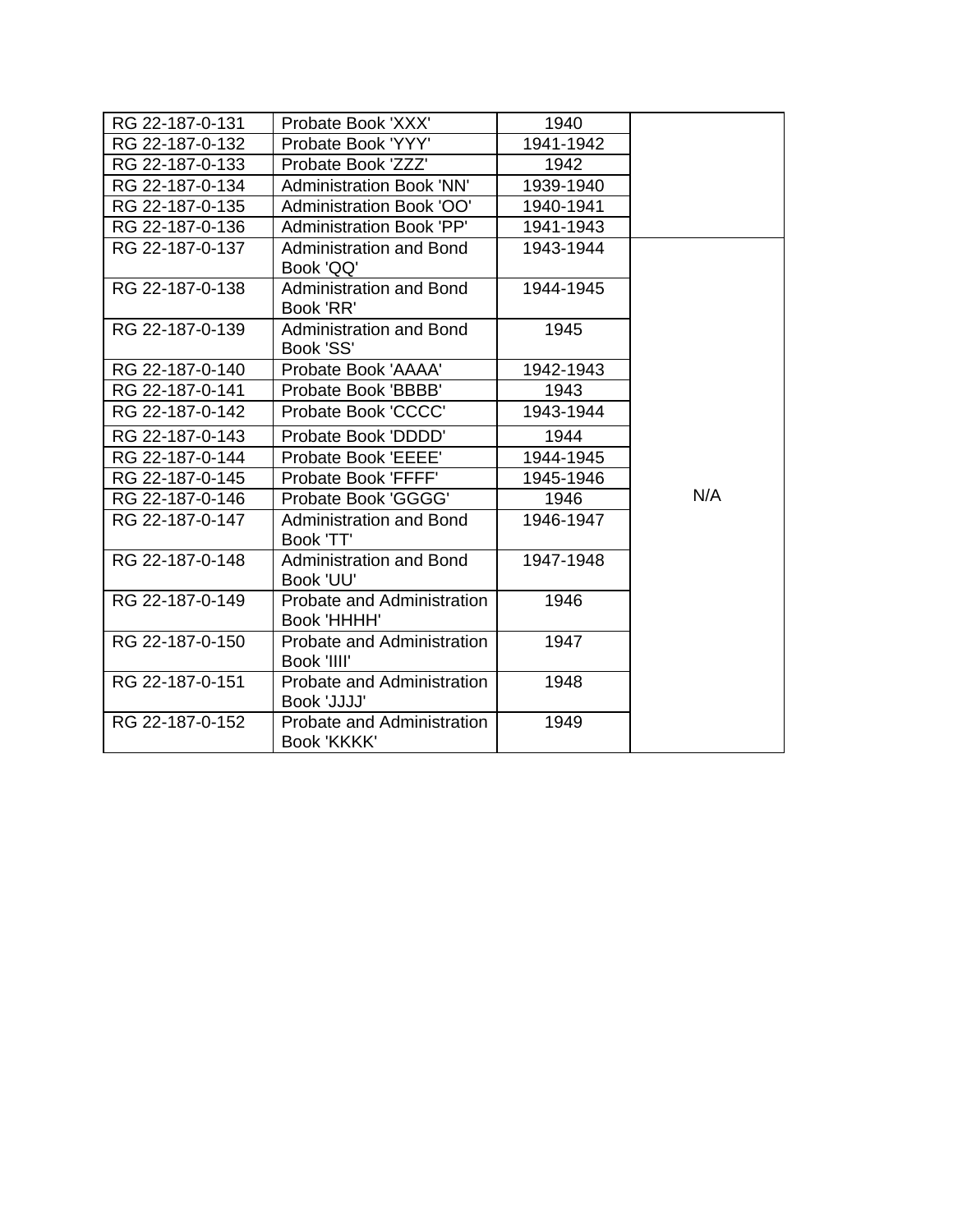| | | | |
|---|---|---|---|
| RG 22-187-0-131 | Probate Book 'XXX' | 1940 | |
| RG 22-187-0-132 | Probate Book 'YYY' | 1941-1942 | |
| RG 22-187-0-133 | Probate Book 'ZZZ' | 1942 | |
| RG 22-187-0-134 | Administration Book 'NN' | 1939-1940 | |
| RG 22-187-0-135 | Administration Book 'OO' | 1940-1941 | |
| RG 22-187-0-136 | Administration Book 'PP' | 1941-1943 | |
| RG 22-187-0-137 | Administration and Bond Book 'QQ' | 1943-1944 | N/A |
| RG 22-187-0-138 | Administration and Bond Book 'RR' | 1944-1945 | |
| RG 22-187-0-139 | Administration and Bond Book 'SS' | 1945 | |
| RG 22-187-0-140 | Probate Book 'AAAA' | 1942-1943 | |
| RG 22-187-0-141 | Probate Book 'BBBB' | 1943 | |
| RG 22-187-0-142 | Probate Book 'CCCC' | 1943-1944 | |
| RG 22-187-0-143 | Probate Book 'DDDD' | 1944 | |
| RG 22-187-0-144 | Probate Book 'EEEE' | 1944-1945 | |
| RG 22-187-0-145 | Probate Book 'FFFF' | 1945-1946 | |
| RG 22-187-0-146 | Probate Book 'GGGG' | 1946 | |
| RG 22-187-0-147 | Administration and Bond Book 'TT' | 1946-1947 | |
| RG 22-187-0-148 | Administration and Bond Book 'UU' | 1947-1948 | |
| RG 22-187-0-149 | Probate and Administration Book 'HHHH' | 1946 | |
| RG 22-187-0-150 | Probate and Administration Book 'IIII' | 1947 | |
| RG 22-187-0-151 | Probate and Administration Book 'JJJJ' | 1948 | |
| RG 22-187-0-152 | Probate and Administration Book 'KKKK' | 1949 | |